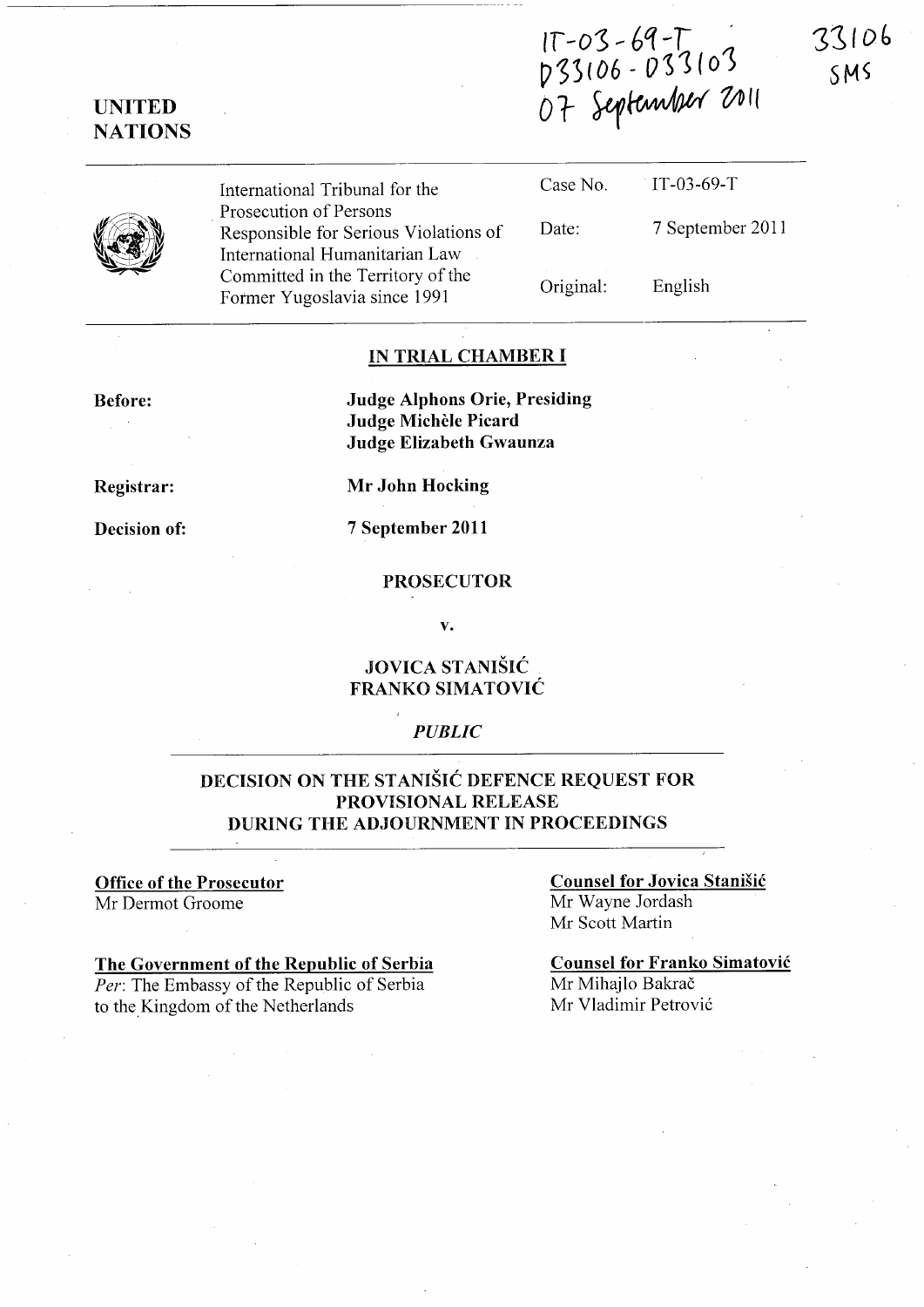IT-03-69-T
D33106 - D33103
07 September 2011

33106
SMS

**UNITED NATIONS**

| International Tribunal for the Prosecution of Persons Responsible for Serious Violations of International Humanitarian Law Committed in the Territory of the Former Yugoslavia since 1991 | Case No. | IT-03-69-T |
|---|---|---|
| | Date: | 7 September 2011 |
| | Original: | English |

## IN TRIAL CHAMBER I

**Before:** **Judge Alphons Orie, Presiding**
**Judge Michèle Picard**
**Judge Elizabeth Gwaunza**

**Registrar:** **Mr John Hocking**

**Decision of:** **7 September 2011**

**PROSECUTOR**

**v.**

**JOVICA STANIŠIĆ**
**FRANKO SIMATOVIĆ**

*PUBLIC*

# DECISION ON THE STANIŠIĆ DEFENCE REQUEST FOR PROVISIONAL RELEASE DURING THE ADJOURNMENT IN PROCEEDINGS

**Office of the Prosecutor**
Mr Dermot Groome

**The Government of the Republic of Serbia**
*Per*: The Embassy of the Republic of Serbia to the Kingdom of the Netherlands

**Counsel for Jovica Stanišić**
Mr Wayne Jordash
Mr Scott Martin

**Counsel for Franko Simatović**
Mr Mihajlo Bakrač
Mr Vladimir Petrović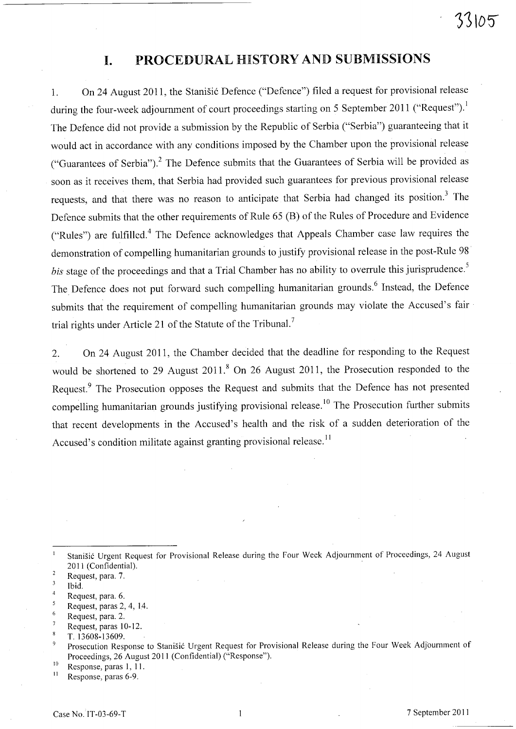# I. PROCEDURAL HISTORY AND SUBMISSIONS

1. On 24 August 2011, the Stanišić Defence ("Defence") filed a request for provisional release during the four-week adjournment of court proceedings starting on 5 September 2011 ("Request").[1] The Defence did not provide a submission by the Republic of Serbia ("Serbia") guaranteeing that it would act in accordance with any conditions imposed by the Chamber upon the provisional release ("Guarantees of Serbia").[2] The Defence submits that the Guarantees of Serbia will be provided as soon as it receives them, that Serbia had provided such guarantees for previous provisional release requests, and that there was no reason to anticipate that Serbia had changed its position.[3] The Defence submits that the other requirements of Rule 65 (B) of the Rules of Procedure and Evidence ("Rules") are fulfilled.[4] The Defence acknowledges that Appeals Chamber case law requires the demonstration of compelling humanitarian grounds to justify provisional release in the post-Rule 98 *bis* stage of the proceedings and that a Trial Chamber has no ability to overrule this jurisprudence.[5] The Defence does not put forward such compelling humanitarian grounds.[6] Instead, the Defence submits that the requirement of compelling humanitarian grounds may violate the Accused's fair trial rights under Article 21 of the Statute of the Tribunal.[7]

2. On 24 August 2011, the Chamber decided that the deadline for responding to the Request would be shortened to 29 August 2011.[8] On 26 August 2011, the Prosecution responded to the Request.[9] The Prosecution opposes the Request and submits that the Defence has not presented compelling humanitarian grounds justifying provisional release.[10] The Prosecution further submits that recent developments in the Accused's health and the risk of a sudden deterioration of the Accused's condition militate against granting provisional release.[11]

---

[1] Stanišić Urgent Request for Provisional Release during the Four Week Adjournment of Proceedings, 24 August 2011 (Confidential).

[2] Request, para. 7.

[3] Ibid.

[4] Request, para. 6.

[5] Request, paras 2, 4, 14.

[6] Request, para. 2.

[7] Request, paras 10-12.

[8] T. 13608-13609.

[9] Prosecution Response to Stanišić Urgent Request for Provisional Release during the Four Week Adjournment of Proceedings, 26 August 2011 (Confidential) ("Response").

[10] Response, paras 1, 11.

[11] Response, paras 6-9.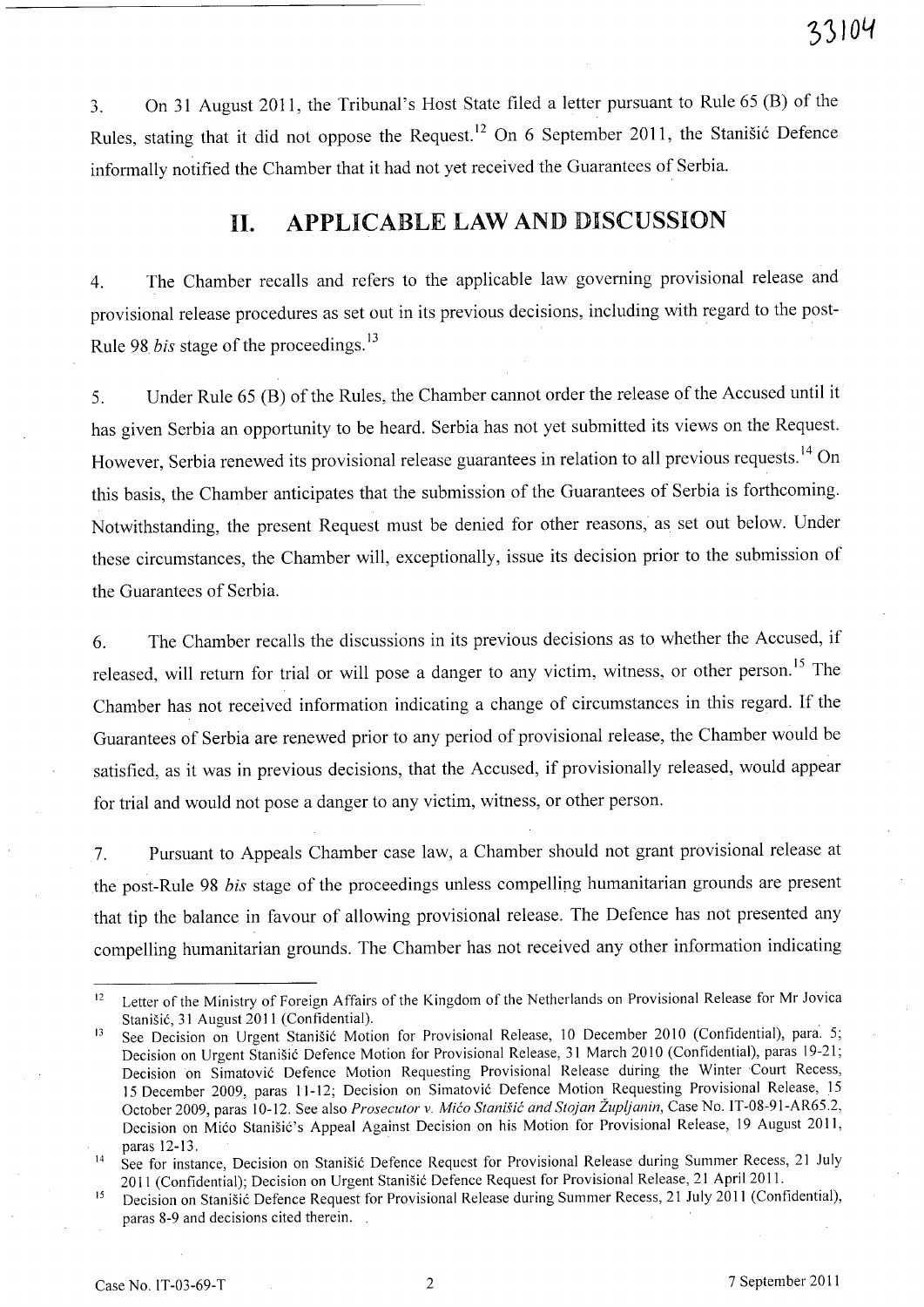3. On 31 August 2011, the Tribunal's Host State filed a letter pursuant to Rule 65 (B) of the Rules, stating that it did not oppose the Request.[12] On 6 September 2011, the Stanišić Defence informally notified the Chamber that it had not yet received the Guarantees of Serbia.

## II. APPLICABLE LAW AND DISCUSSION

4. The Chamber recalls and refers to the applicable law governing provisional release and provisional release procedures as set out in its previous decisions, including with regard to the post-Rule 98 *bis* stage of the proceedings.[13]

5. Under Rule 65 (B) of the Rules, the Chamber cannot order the release of the Accused until it has given Serbia an opportunity to be heard. Serbia has not yet submitted its views on the Request. However, Serbia renewed its provisional release guarantees in relation to all previous requests.[14] On this basis, the Chamber anticipates that the submission of the Guarantees of Serbia is forthcoming. Notwithstanding, the present Request must be denied for other reasons, as set out below. Under these circumstances, the Chamber will, exceptionally, issue its decision prior to the submission of the Guarantees of Serbia.

6. The Chamber recalls the discussions in its previous decisions as to whether the Accused, if released, will return for trial or will pose a danger to any victim, witness, or other person.[15] The Chamber has not received information indicating a change of circumstances in this regard. If the Guarantees of Serbia are renewed prior to any period of provisional release, the Chamber would be satisfied, as it was in previous decisions, that the Accused, if provisionally released, would appear for trial and would not pose a danger to any victim, witness, or other person.

7. Pursuant to Appeals Chamber case law, a Chamber should not grant provisional release at the post-Rule 98 *bis* stage of the proceedings unless compelling humanitarian grounds are present that tip the balance in favour of allowing provisional release. The Defence has not presented any compelling humanitarian grounds. The Chamber has not received any other information indicating

---

[12] Letter of the Ministry of Foreign Affairs of the Kingdom of the Netherlands on Provisional Release for Mr Jovica Stanišić, 31 August 2011 (Confidential).

[13] See Decision on Urgent Stanišić Motion for Provisional Release, 10 December 2010 (Confidential), para. 5; Decision on Urgent Stanišić Defence Motion for Provisional Release, 31 March 2010 (Confidential), paras 19-21; Decision on Simatović Defence Motion Requesting Provisional Release during the Winter Court Recess, 15 December 2009, paras 11-12; Decision on Simatović Defence Motion Requesting Provisional Release, 15 October 2009, paras 10-12. See also *Prosecutor v. Mićo Stanišić and Stojan Župljanin*, Case No. IT-08-91-AR65.2, Decision on Mićo Stanišić's Appeal Against Decision on his Motion for Provisional Release, 19 August 2011, paras 12-13.

[14] See for instance, Decision on Stanišić Defence Request for Provisional Release during Summer Recess, 21 July 2011 (Confidential); Decision on Urgent Stanišić Defence Request for Provisional Release, 21 April 2011.

[15] Decision on Stanišić Defence Request for Provisional Release during Summer Recess, 21 July 2011 (Confidential), paras 8-9 and decisions cited therein.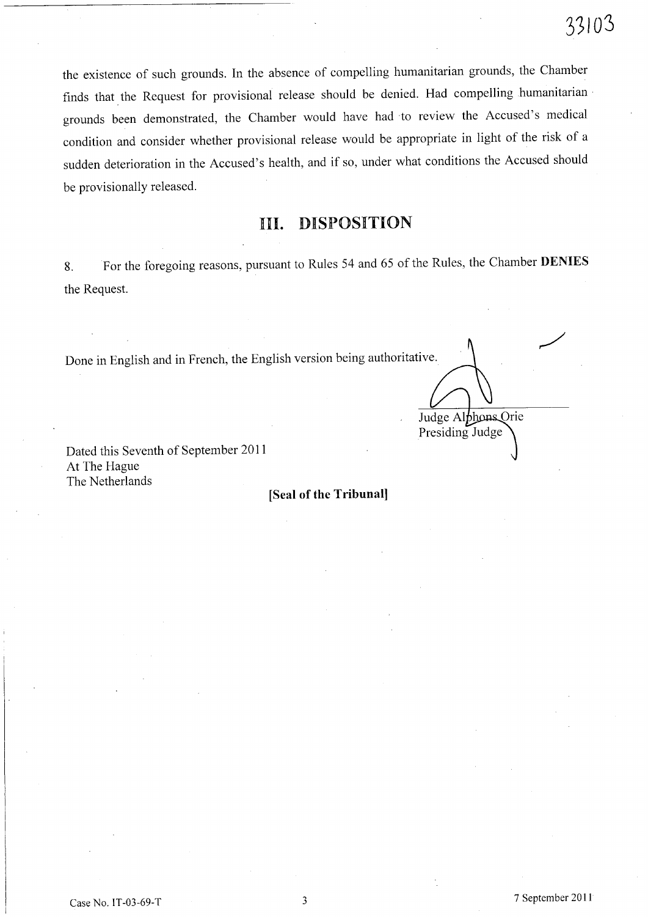the existence of such grounds. In the absence of compelling humanitarian grounds, the Chamber finds that the Request for provisional release should be denied. Had compelling humanitarian grounds been demonstrated, the Chamber would have had to review the Accused's medical condition and consider whether provisional release would be appropriate in light of the risk of a sudden deterioration in the Accused's health, and if so, under what conditions the Accused should be provisionally released.

## III. DISPOSITION

8. For the foregoing reasons, pursuant to Rules 54 and 65 of the Rules, the Chamber **DENIES** the Request.

Done in English and in French, the English version being authoritative.

Judge Alphons Orie
Presiding Judge

Dated this Seventh of September 2011
At The Hague
The Netherlands

**[Seal of the Tribunal]**